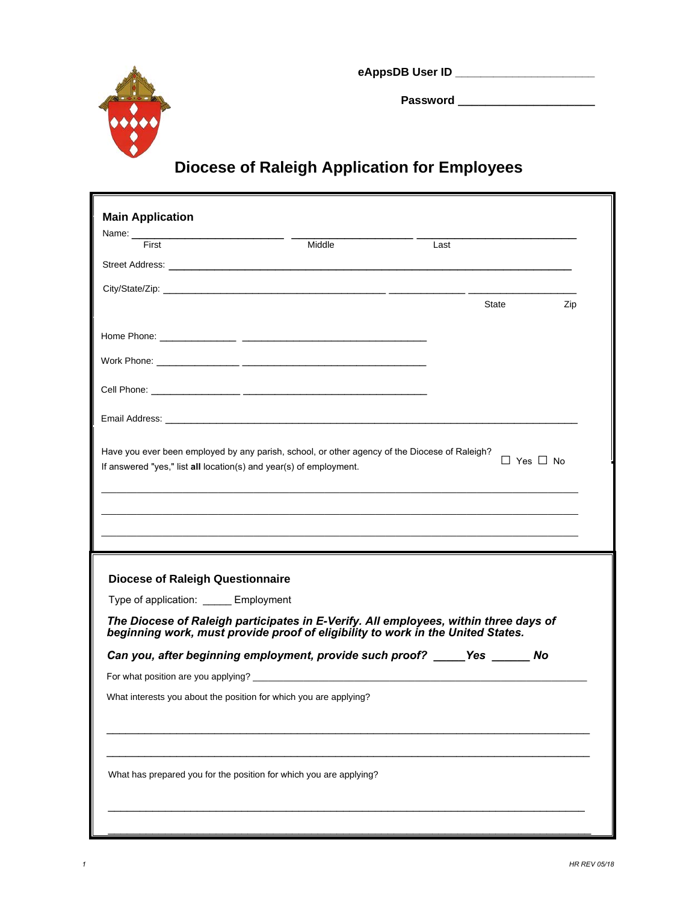eAppsDB User ID ______________________

Password ____________________

# Diocese of Raleigh Application for Employees

## Main Application

Name: ________________________ ____________________ _________________________
First Middle Last

Street Address: ____________________________________________________________________

City/State/Zip: ______________________________________ ____________ _________________
State Zip

Home Phone: ____________ ______________________________

Work Phone: ______________ ______________________________

Cell Phone: ______________ ______________________________

Email Address: ______________________________________________________________________

Have you ever been employed by any parish, school, or other agency of the Diocese of Raleigh? ☐ Yes ☐ No
If answered "yes," list **all** location(s) and year(s) of employment.

______________________________________________________________________

______________________________________________________________________

______________________________________________________________________

## Diocese of Raleigh Questionnaire

Type of application: _____ Employment

***The Diocese of Raleigh participates in E-Verify. All employees, within three days of beginning work, must provide proof of eligibility to work in the United States.***

***Can you, after beginning employment, provide such proof? _____Yes ______ No***

For what position are you applying? ______________________________________________________

What interests you about the position for which you are applying?

______________________________________________________________________

______________________________________________________________________

What has prepared you for the position for which you are applying?

______________________________________________________________________

______________________________________________________________________

HR REV 05/18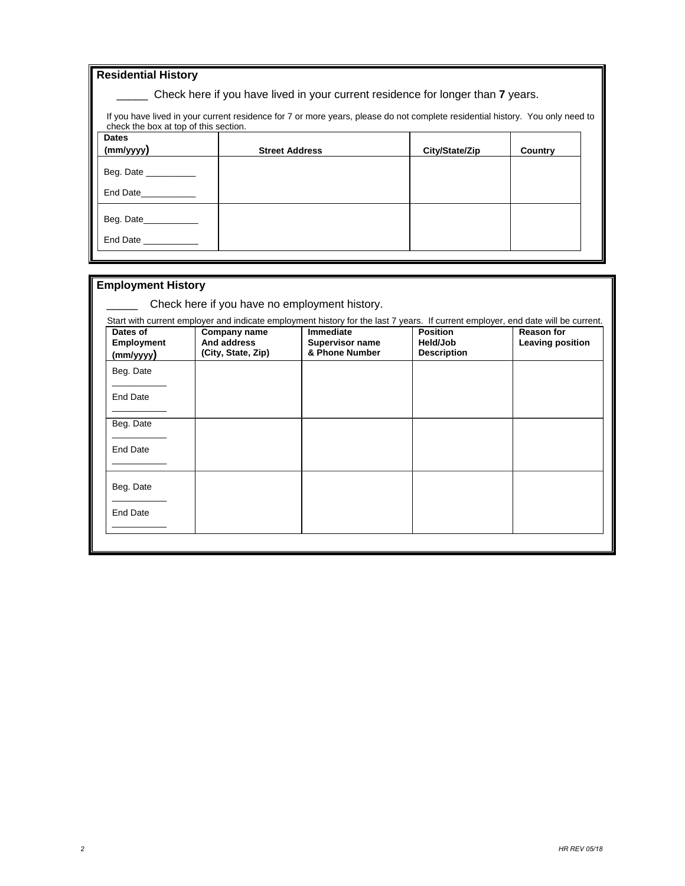## Residential History

_____ Check here if you have lived in your current residence for longer than **7** years.

If you have lived in your current residence for 7 or more years, please do not complete residential history. You only need to check the box at top of this section.

| Dates (mm/yyyy) | Street Address | City/State/Zip | Country |
|---|---|---|---|
| Beg. Date __________ End Date___________ | | | |
| Beg. Date___________ End Date ___________ | | | |

## Employment History

_____ Check here if you have no employment history.

Start with current employer and indicate employment history for the last 7 years. If current employer, end date will be current.

| Dates of Employment (mm/yyyy) | Company name And address (City, State, Zip) | Immediate Supervisor name & Phone Number | Position Held/Job Description | Reason for Leaving position |
|---|---|---|---|---|
| Beg. Date ___________ End Date ___________ | | | | |
| Beg. Date ___________ End Date ___________ | | | | |
| Beg. Date ___________ End Date ___________ | | | | |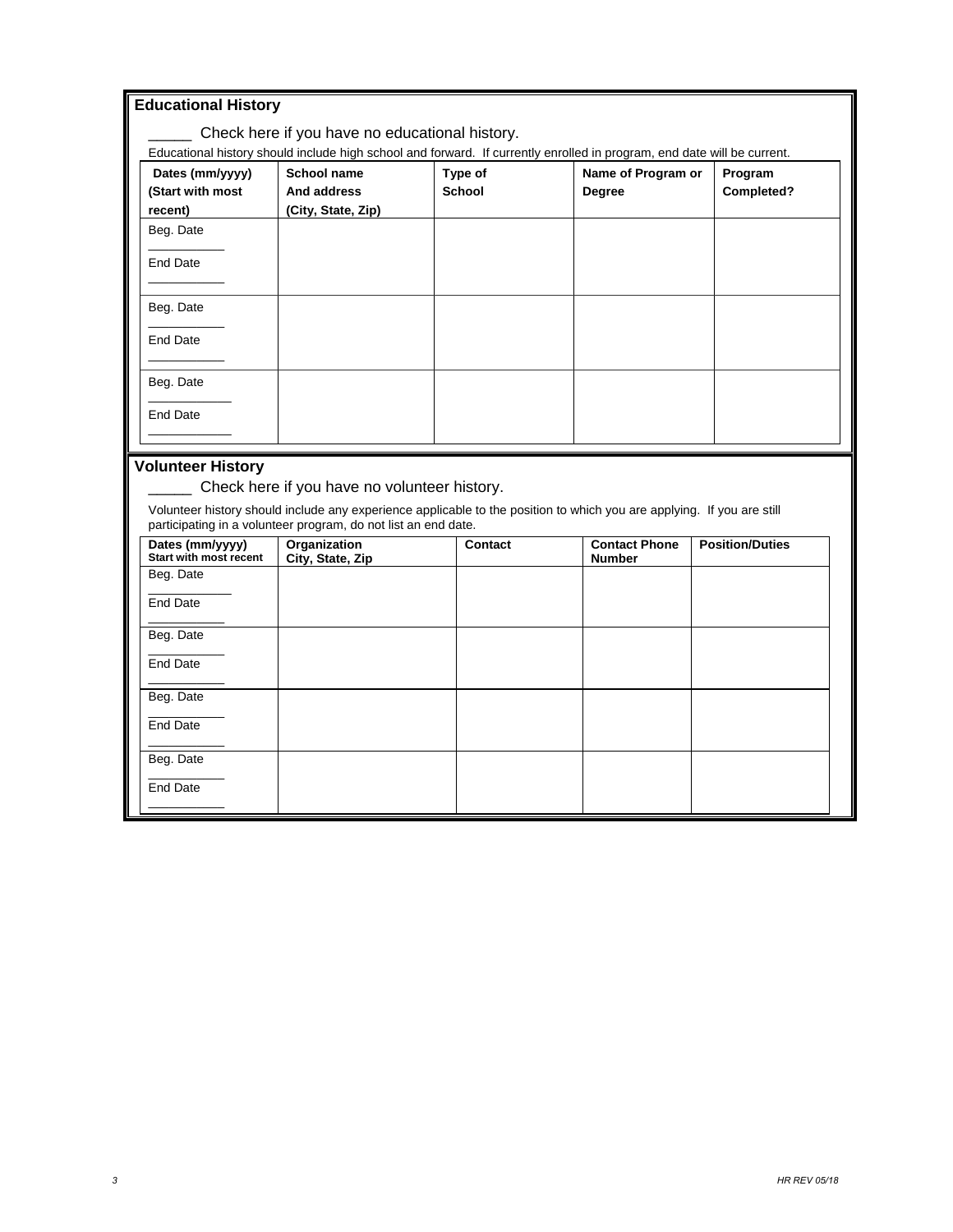## Educational History

_____ Check here if you have no educational history.

*Educational history should include high school and forward. If currently enrolled in program, end date will be current.*

| Dates (mm/yyyy) (Start with most recent) | School name And address (City, State, Zip) | Type of School | Name of Program or Degree | Program Completed? |
|---|---|---|---|---|
| Beg. Date ___________ End Date ___________ | | | | |
| Beg. Date ___________ End Date ___________ | | | | |
| Beg. Date ___________ End Date ___________ | | | | |

## Volunteer History

_____ Check here if you have no volunteer history.

Volunteer history should include any experience applicable to the position to which you are applying. If you are still participating in a volunteer program, do not list an end date.

| Dates (mm/yyyy) Start with most recent | Organization City, State, Zip | Contact | Contact Phone Number | Position/Duties |
|---|---|---|---|---|
| Beg. Date ___________ End Date ___________ | | | | |
| Beg. Date ___________ End Date ___________ | | | | |
| Beg. Date ___________ End Date ___________ | | | | |
| Beg. Date ___________ End Date ___________ | | | | |

*HR REV 05/18*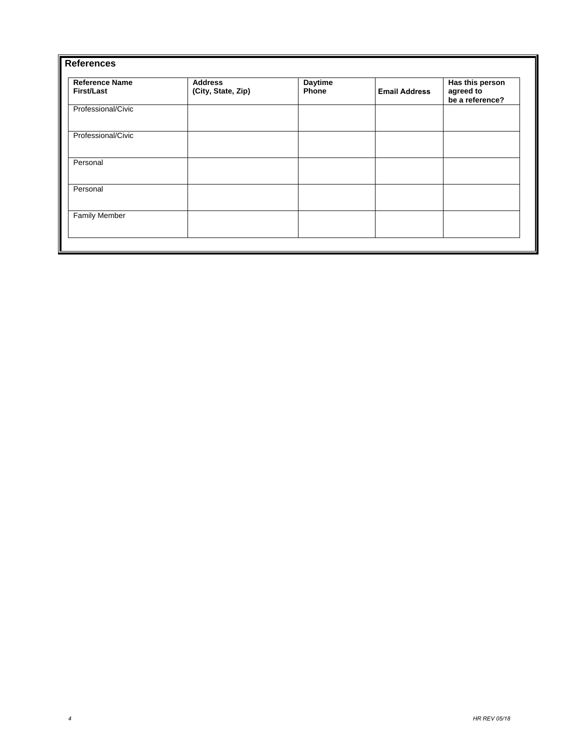## References

| Reference Name First/Last | Address (City, State, Zip) | Daytime Phone | Email Address | Has this person agreed to be a reference? |
|---|---|---|---|---|
| Professional/Civic | | | | |
| Professional/Civic | | | | |
| Personal | | | | |
| Personal | | | | |
| Family Member | | | | |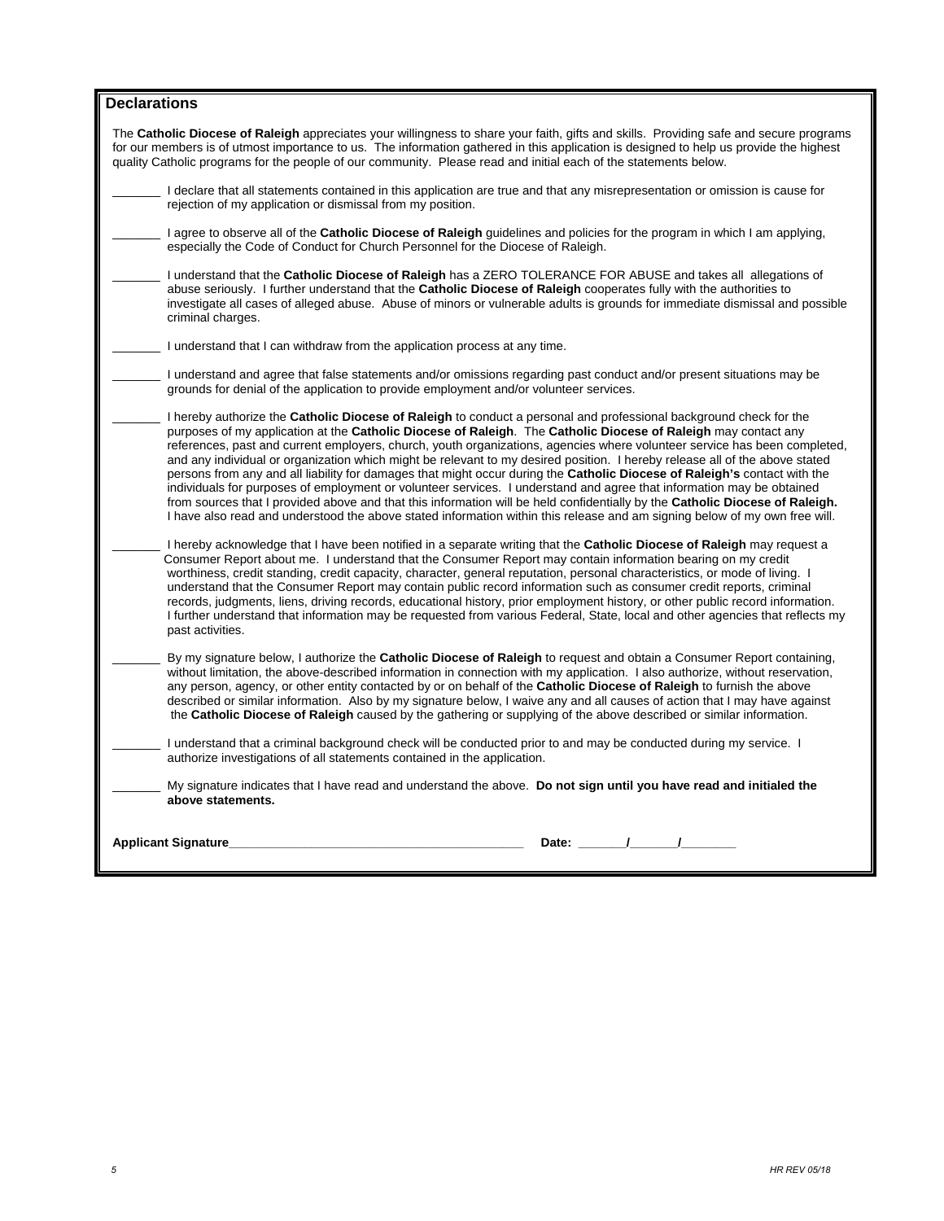## Declarations

The **Catholic Diocese of Raleigh** appreciates your willingness to share your faith, gifts and skills. Providing safe and secure programs for our members is of utmost importance to us. The information gathered in this application is designed to help us provide the highest quality Catholic programs for the people of our community. Please read and initial each of the statements below.

_______ I declare that all statements contained in this application are true and that any misrepresentation or omission is cause for rejection of my application or dismissal from my position.

_______ I agree to observe all of the **Catholic Diocese of Raleigh** guidelines and policies for the program in which I am applying, especially the Code of Conduct for Church Personnel for the Diocese of Raleigh.

_______ I understand that the **Catholic Diocese of Raleigh** has a ZERO TOLERANCE FOR ABUSE and takes all allegations of abuse seriously. I further understand that the **Catholic Diocese of Raleigh** cooperates fully with the authorities to investigate all cases of alleged abuse. Abuse of minors or vulnerable adults is grounds for immediate dismissal and possible criminal charges.

_______ I understand that I can withdraw from the application process at any time.

_______ I understand and agree that false statements and/or omissions regarding past conduct and/or present situations may be grounds for denial of the application to provide employment and/or volunteer services.

_______ I hereby authorize the **Catholic Diocese of Raleigh** to conduct a personal and professional background check for the purposes of my application at the **Catholic Diocese of Raleigh**. The **Catholic Diocese of Raleigh** may contact any references, past and current employers, church, youth organizations, agencies where volunteer service has been completed, and any individual or organization which might be relevant to my desired position. I hereby release all of the above stated persons from any and all liability for damages that might occur during the **Catholic Diocese of Raleigh's** contact with the individuals for purposes of employment or volunteer services. I understand and agree that information may be obtained from sources that I provided above and that this information will be held confidentially by the **Catholic Diocese of Raleigh.** I have also read and understood the above stated information within this release and am signing below of my own free will.

_______ I hereby acknowledge that I have been notified in a separate writing that the **Catholic Diocese of Raleigh** may request a Consumer Report about me. I understand that the Consumer Report may contain information bearing on my credit worthiness, credit standing, credit capacity, character, general reputation, personal characteristics, or mode of living. I understand that the Consumer Report may contain public record information such as consumer credit reports, criminal records, judgments, liens, driving records, educational history, prior employment history, or other public record information. I further understand that information may be requested from various Federal, State, local and other agencies that reflects my past activities.

_______ By my signature below, I authorize the **Catholic Diocese of Raleigh** to request and obtain a Consumer Report containing, without limitation, the above-described information in connection with my application. I also authorize, without reservation, any person, agency, or other entity contacted by or on behalf of the **Catholic Diocese of Raleigh** to furnish the above described or similar information. Also by my signature below, I waive any and all causes of action that I may have against the **Catholic Diocese of Raleigh** caused by the gathering or supplying of the above described or similar information.

_______ I understand that a criminal background check will be conducted prior to and may be conducted during my service. I authorize investigations of all statements contained in the application.

_______ My signature indicates that I have read and understand the above. **Do not sign until you have read and initialed the above statements.**

**Applicant Signature___________________________________________ Date: _______/_______/________**

*HR REV 05/18*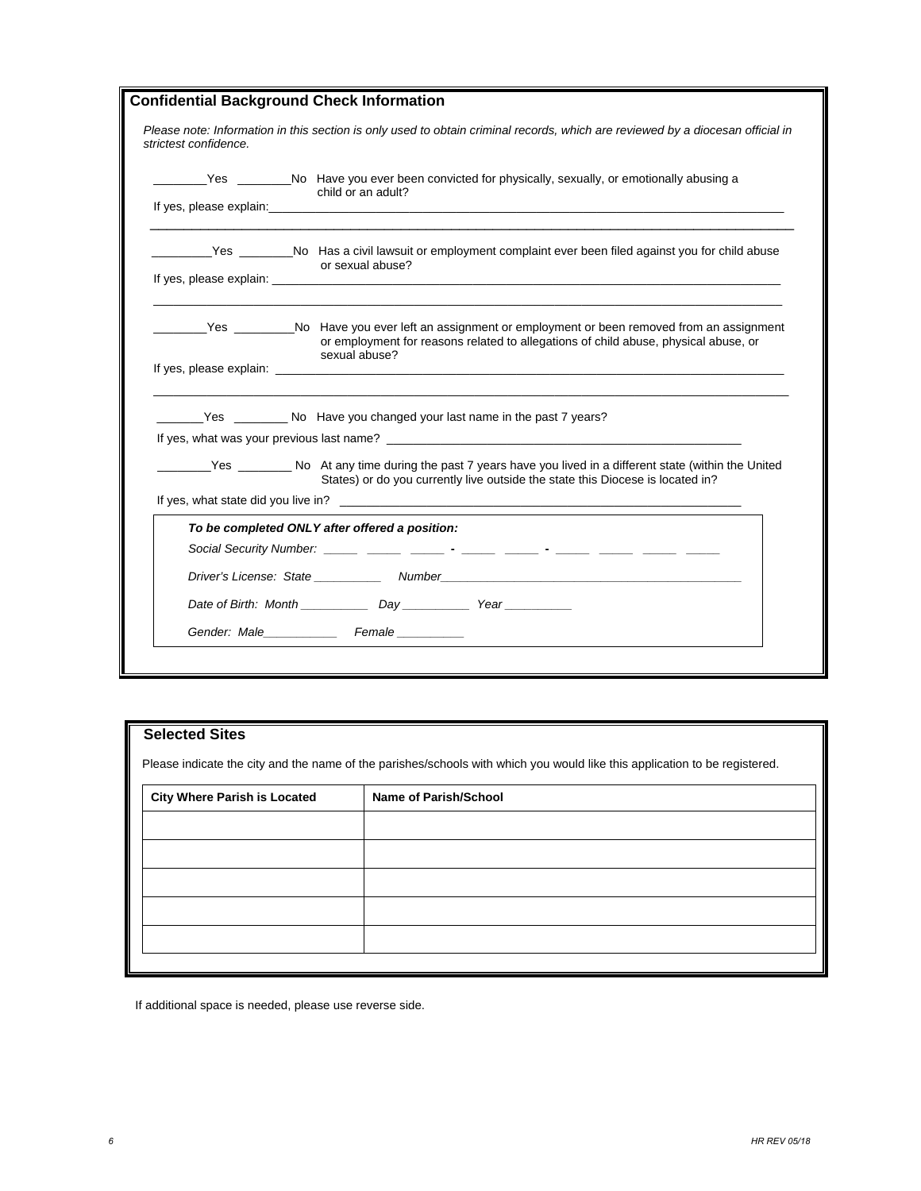## Confidential Background Check Information

*Please note: Information in this section is only used to obtain criminal records, which are reviewed by a diocesan official in strictest confidence.*

________Yes ________No Have you ever been convicted for physically, sexually, or emotionally abusing a child or an adult?

If yes, please explain:________________________________________________________________________________

________________________________________________________________________________________________

_________Yes ________No Has a civil lawsuit or employment complaint ever been filed against you for child abuse or sexual abuse?

If yes, please explain: ________________________________________________________________________________

________________________________________________________________________________________________

________Yes _________No Have you ever left an assignment or employment or been removed from an assignment or employment for reasons related to allegations of child abuse, physical abuse, or sexual abuse?

If yes, please explain: ________________________________________________________________________________

________________________________________________________________________________________________

_______Yes ________ No Have you changed your last name in the past 7 years?

If yes, what was your previous last name? ______________________________________________________

________Yes ________ No At any time during the past 7 years have you lived in a different state (within the United States) or do you currently live outside the state this Diocese is located in?

If yes, what state did you live in? ______________________________________________________________

***To be completed ONLY after offered a position:***

*Social Security Number: _____ _____ _____ - _____ _____ - _____ _____ _____ _____*

*Driver's License: State __________ Number______________________________________________*

*Date of Birth: Month __________ Day __________ Year __________*

*Gender: Male___________ Female __________*

## Selected Sites

Please indicate the city and the name of the parishes/schools with which you would like this application to be registered.

| City Where Parish is Located | Name of Parish/School |
|---|---|
| | |
| | |
| | |
| | |
| | |

If additional space is needed, please use reverse side.